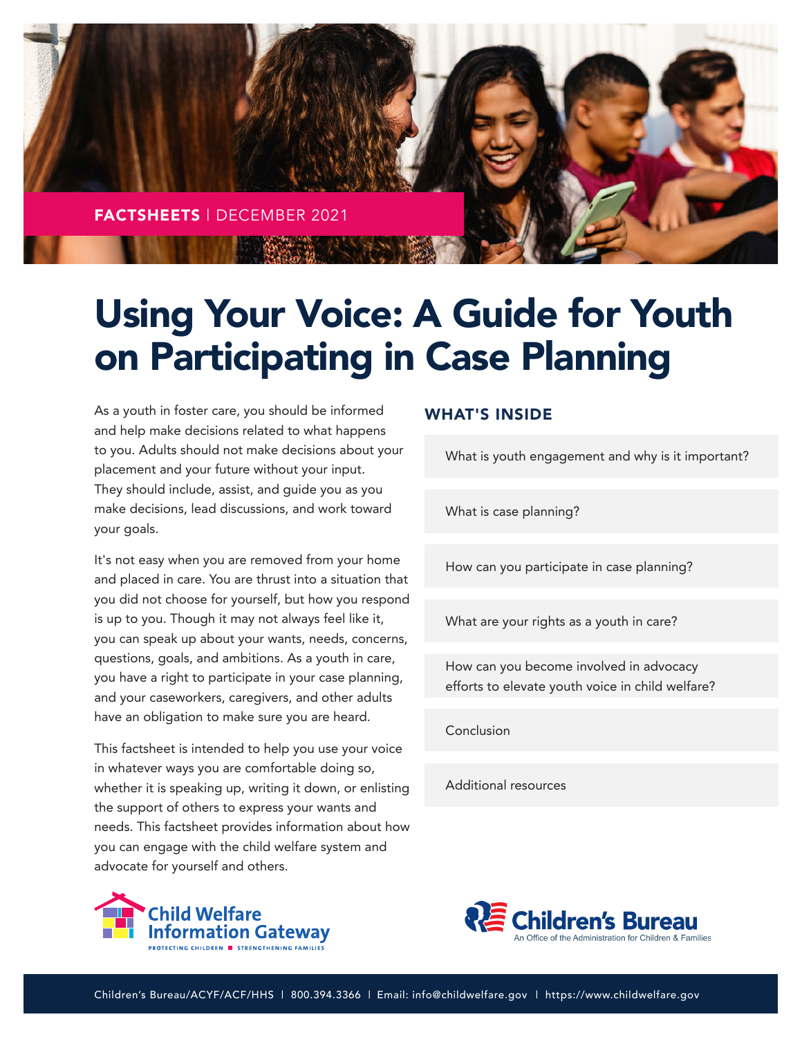FACTSHEETS | DECEMBER 2021

# Using Your Voice: A Guide for Youth on Participating in Case Planning

As a youth in foster care, you should be informed and help make decisions related to what happens to you. Adults should not make decisions about your placement and your future without your input. They should include, assist, and guide you as you make decisions, lead discussions, and work toward your goals.

It's not easy when you are removed from your home and placed in care. You are thrust into a situation that you did not choose for yourself, but how you respond is up to you. Though it may not always feel like it, you can speak up about your wants, needs, concerns, questions, goals, and ambitions. As a youth in care, you have a right to participate in your case planning, and your caseworkers, caregivers, and other adults have an obligation to make sure you are heard.

This factsheet is intended to help you use your voice in whatever ways you are comfortable doing so, whether it is speaking up, writing it down, or enlisting the support of others to express your wants and needs. This factsheet provides information about how you can engage with the child welfare system and advocate for yourself and others.

## WHAT'S INSIDE

- What is youth engagement and why is it important?
- What is case planning?
- How can you participate in case planning?
- What are your rights as a youth in care?
- How can you become involved in advocacy efforts to elevate youth voice in child welfare?
- Conclusion
- Additional resources

Child Welfare Information Gateway — PROTECTING CHILDREN ■ STRENGTHENING FAMILIES

Children's Bureau — An Office of the Administration for Children & Families

Children's Bureau/ACYF/ACF/HHS | 800.394.3366 | Email: info@childwelfare.gov | https://www.childwelfare.gov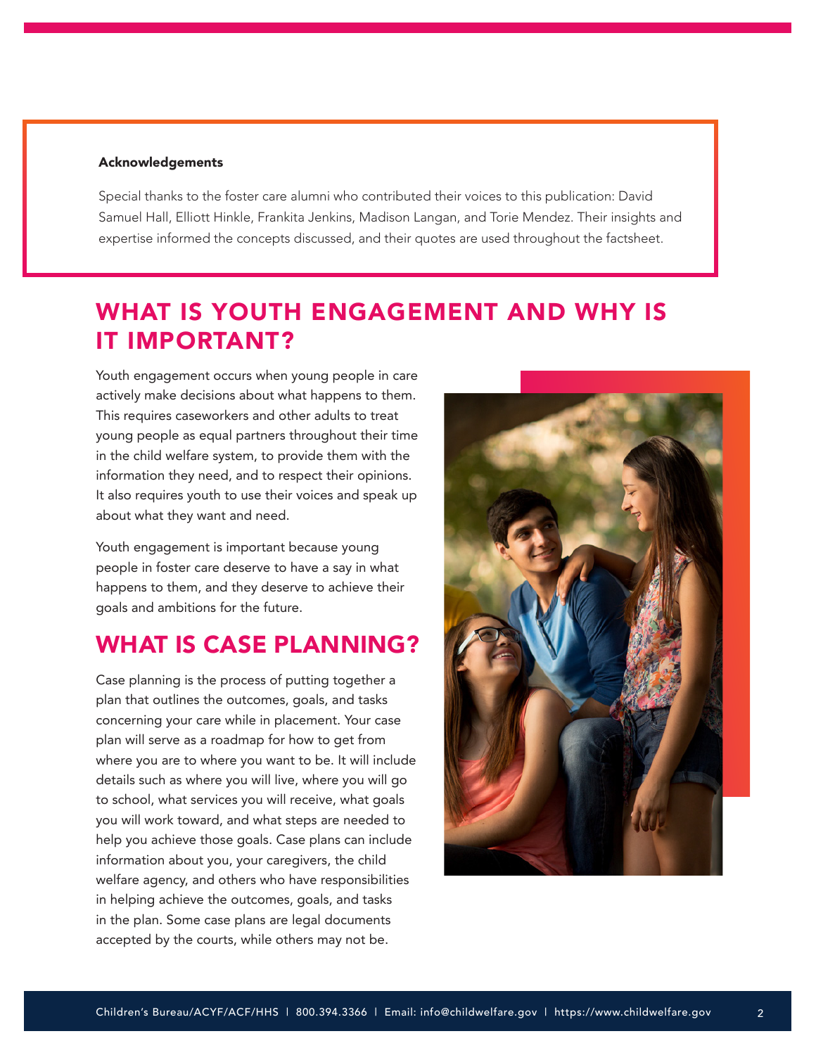**Acknowledgements**

Special thanks to the foster care alumni who contributed their voices to this publication: David Samuel Hall, Elliott Hinkle, Frankita Jenkins, Madison Langan, and Torie Mendez. Their insights and expertise informed the concepts discussed, and their quotes are used throughout the factsheet.

## WHAT IS YOUTH ENGAGEMENT AND WHY IS IT IMPORTANT?

Youth engagement occurs when young people in care actively make decisions about what happens to them. This requires caseworkers and other adults to treat young people as equal partners throughout their time in the child welfare system, to provide them with the information they need, and to respect their opinions. It also requires youth to use their voices and speak up about what they want and need.

Youth engagement is important because young people in foster care deserve to have a say in what happens to them, and they deserve to achieve their goals and ambitions for the future.

## WHAT IS CASE PLANNING?

Case planning is the process of putting together a plan that outlines the outcomes, goals, and tasks concerning your care while in placement. Your case plan will serve as a roadmap for how to get from where you are to where you want to be. It will include details such as where you will live, where you will go to school, what services you will receive, what goals you will work toward, and what steps are needed to help you achieve those goals. Case plans can include information about you, your caregivers, the child welfare agency, and others who have responsibilities in helping achieve the outcomes, goals, and tasks in the plan. Some case plans are legal documents accepted by the courts, while others may not be.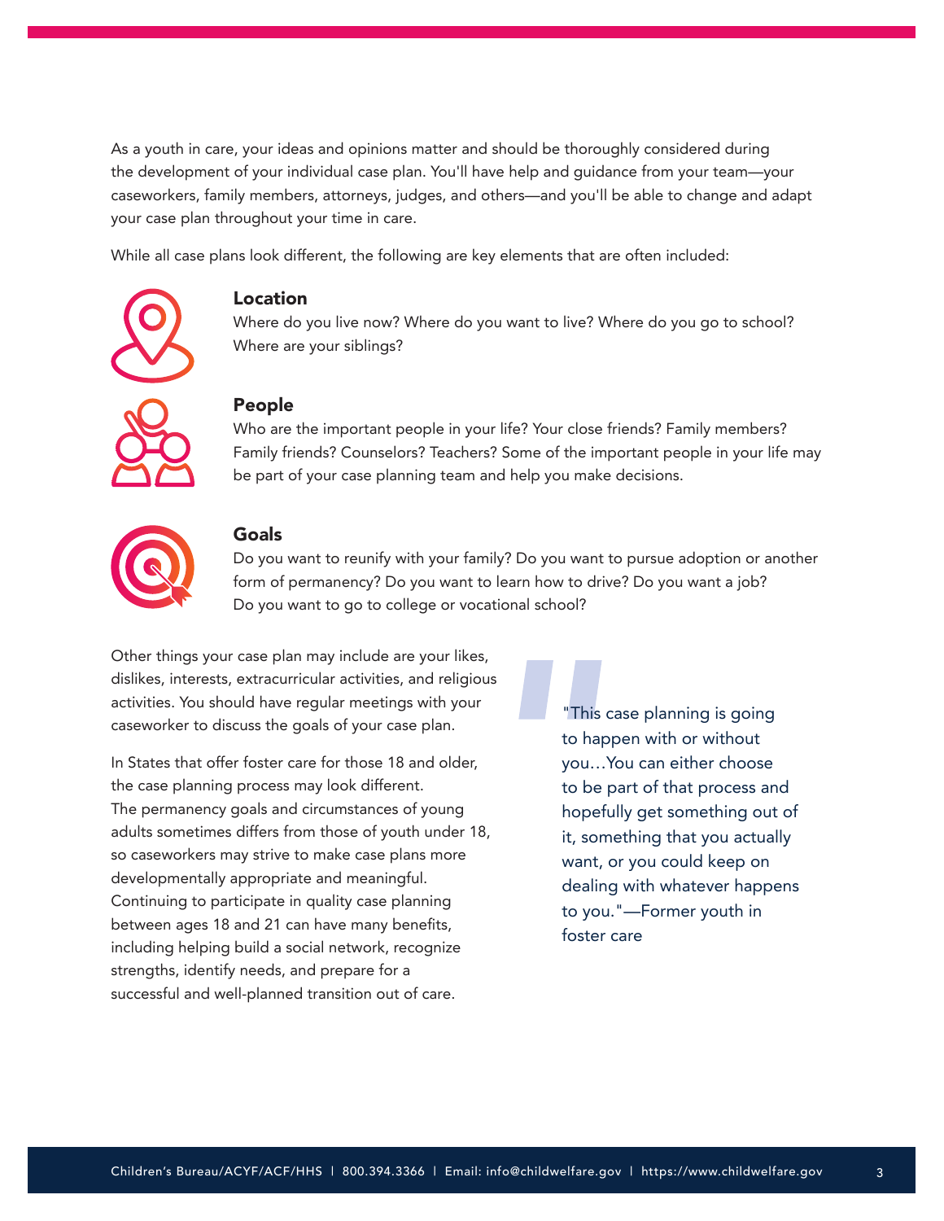As a youth in care, your ideas and opinions matter and should be thoroughly considered during the development of your individual case plan. You'll have help and guidance from your team—your caseworkers, family members, attorneys, judges, and others—and you'll be able to change and adapt your case plan throughout your time in care.

While all case plans look different, the following are key elements that are often included:

### Location

Where do you live now? Where do you want to live? Where do you go to school? Where are your siblings?

### People

Who are the important people in your life? Your close friends? Family members? Family friends? Counselors? Teachers? Some of the important people in your life may be part of your case planning team and help you make decisions.

### Goals

Do you want to reunify with your family? Do you want to pursue adoption or another form of permanency? Do you want to learn how to drive? Do you want a job? Do you want to go to college or vocational school?

Other things your case plan may include are your likes, dislikes, interests, extracurricular activities, and religious activities. You should have regular meetings with your caseworker to discuss the goals of your case plan.

In States that offer foster care for those 18 and older, the case planning process may look different. The permanency goals and circumstances of young adults sometimes differs from those of youth under 18, so caseworkers may strive to make case plans more developmentally appropriate and meaningful. Continuing to participate in quality case planning between ages 18 and 21 can have many benefits, including helping build a social network, recognize strengths, identify needs, and prepare for a successful and well-planned transition out of care.

> "This case planning is going to happen with or without you…You can either choose to be part of that process and hopefully get something out of it, something that you actually want, or you could keep on dealing with whatever happens to you."—Former youth in foster care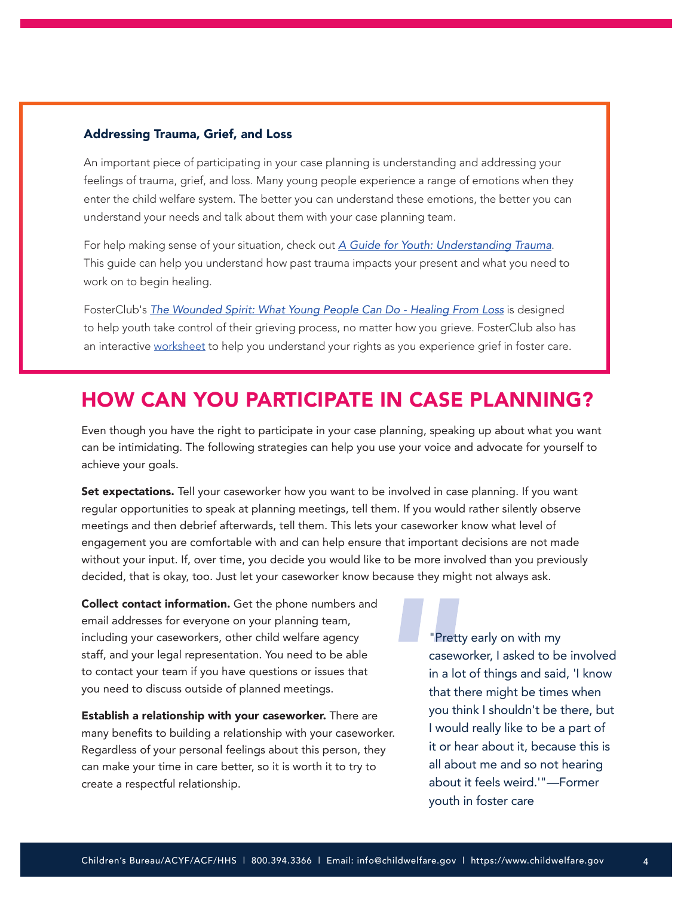### Addressing Trauma, Grief, and Loss

An important piece of participating in your case planning is understanding and addressing your feelings of trauma, grief, and loss. Many young people experience a range of emotions when they enter the child welfare system. The better you can understand these emotions, the better you can understand your needs and talk about them with your case planning team.

For help making sense of your situation, check out *A Guide for Youth: Understanding Trauma*. This guide can help you understand how past trauma impacts your present and what you need to work on to begin healing.

FosterClub's *The Wounded Spirit: What Young People Can Do - Healing From Loss* is designed to help youth take control of their grieving process, no matter how you grieve. FosterClub also has an interactive worksheet to help you understand your rights as you experience grief in foster care.

## HOW CAN YOU PARTICIPATE IN CASE PLANNING?

Even though you have the right to participate in your case planning, speaking up about what you want can be intimidating. The following strategies can help you use your voice and advocate for yourself to achieve your goals.

**Set expectations.** Tell your caseworker how you want to be involved in case planning. If you want regular opportunities to speak at planning meetings, tell them. If you would rather silently observe meetings and then debrief afterwards, tell them. This lets your caseworker know what level of engagement you are comfortable with and can help ensure that important decisions are not made without your input. If, over time, you decide you would like to be more involved than you previously decided, that is okay, too. Just let your caseworker know because they might not always ask.

**Collect contact information.** Get the phone numbers and email addresses for everyone on your planning team, including your caseworkers, other child welfare agency staff, and your legal representation. You need to be able to contact your team if you have questions or issues that you need to discuss outside of planned meetings.

**Establish a relationship with your caseworker.** There are many benefits to building a relationship with your caseworker. Regardless of your personal feelings about this person, they can make your time in care better, so it is worth it to try to create a respectful relationship.

> "Pretty early on with my caseworker, I asked to be involved in a lot of things and said, 'I know that there might be times when you think I shouldn't be there, but I would really like to be a part of it or hear about it, because this is all about me and so not hearing about it feels weird.'"—Former youth in foster care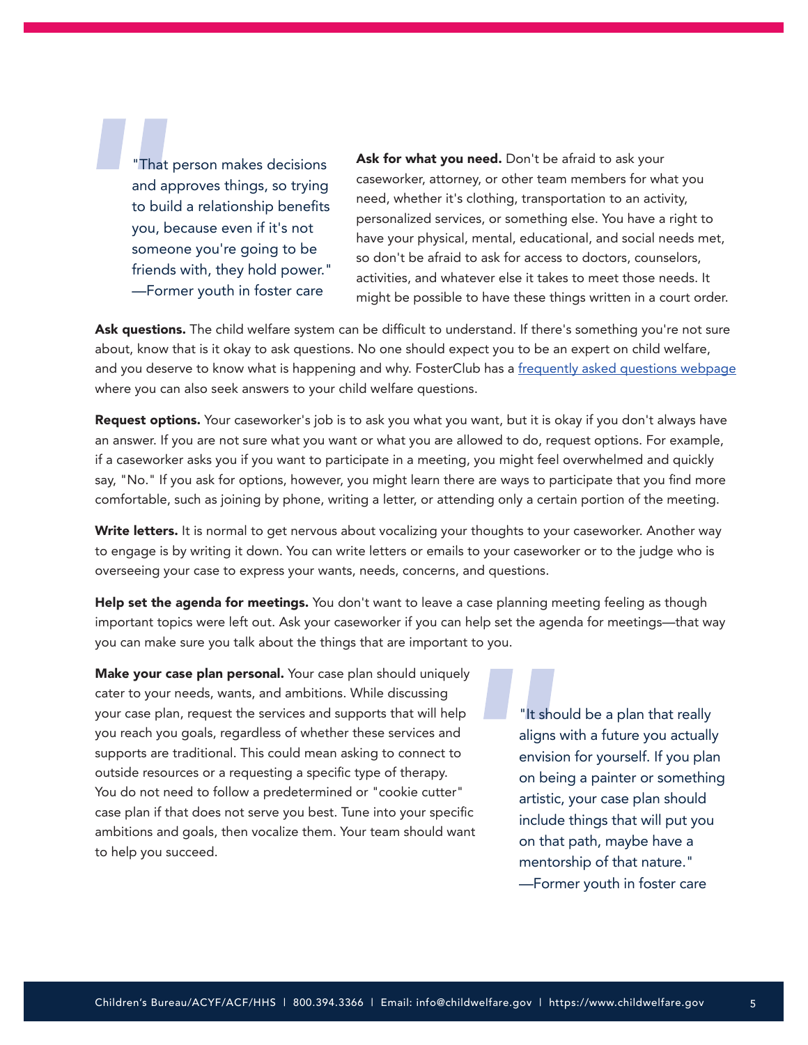> "That person makes decisions and approves things, so trying to build a relationship benefits you, because even if it's not someone you're going to be friends with, they hold power."
> —Former youth in foster care

**Ask for what you need.** Don't be afraid to ask your caseworker, attorney, or other team members for what you need, whether it's clothing, transportation to an activity, personalized services, or something else. You have a right to have your physical, mental, educational, and social needs met, so don't be afraid to ask for access to doctors, counselors, activities, and whatever else it takes to meet those needs. It might be possible to have these things written in a court order.

**Ask questions.** The child welfare system can be difficult to understand. If there's something you're not sure about, know that is it okay to ask questions. No one should expect you to be an expert on child welfare, and you deserve to know what is happening and why. FosterClub has a [frequently asked questions webpage](#) where you can also seek answers to your child welfare questions.

**Request options.** Your caseworker's job is to ask you what you want, but it is okay if you don't always have an answer. If you are not sure what you want or what you are allowed to do, request options. For example, if a caseworker asks you if you want to participate in a meeting, you might feel overwhelmed and quickly say, "No." If you ask for options, however, you might learn there are ways to participate that you find more comfortable, such as joining by phone, writing a letter, or attending only a certain portion of the meeting.

**Write letters.** It is normal to get nervous about vocalizing your thoughts to your caseworker. Another way to engage is by writing it down. You can write letters or emails to your caseworker or to the judge who is overseeing your case to express your wants, needs, concerns, and questions.

**Help set the agenda for meetings.** You don't want to leave a case planning meeting feeling as though important topics were left out. Ask your caseworker if you can help set the agenda for meetings—that way you can make sure you talk about the things that are important to you.

**Make your case plan personal.** Your case plan should uniquely cater to your needs, wants, and ambitions. While discussing your case plan, request the services and supports that will help you reach you goals, regardless of whether these services and supports are traditional. This could mean asking to connect to outside resources or a requesting a specific type of therapy. You do not need to follow a predetermined or "cookie cutter" case plan if that does not serve you best. Tune into your specific ambitions and goals, then vocalize them. Your team should want to help you succeed.

> "It should be a plan that really aligns with a future you actually envision for yourself. If you plan on being a painter or something artistic, your case plan should include things that will put you on that path, maybe have a mentorship of that nature."
> —Former youth in foster care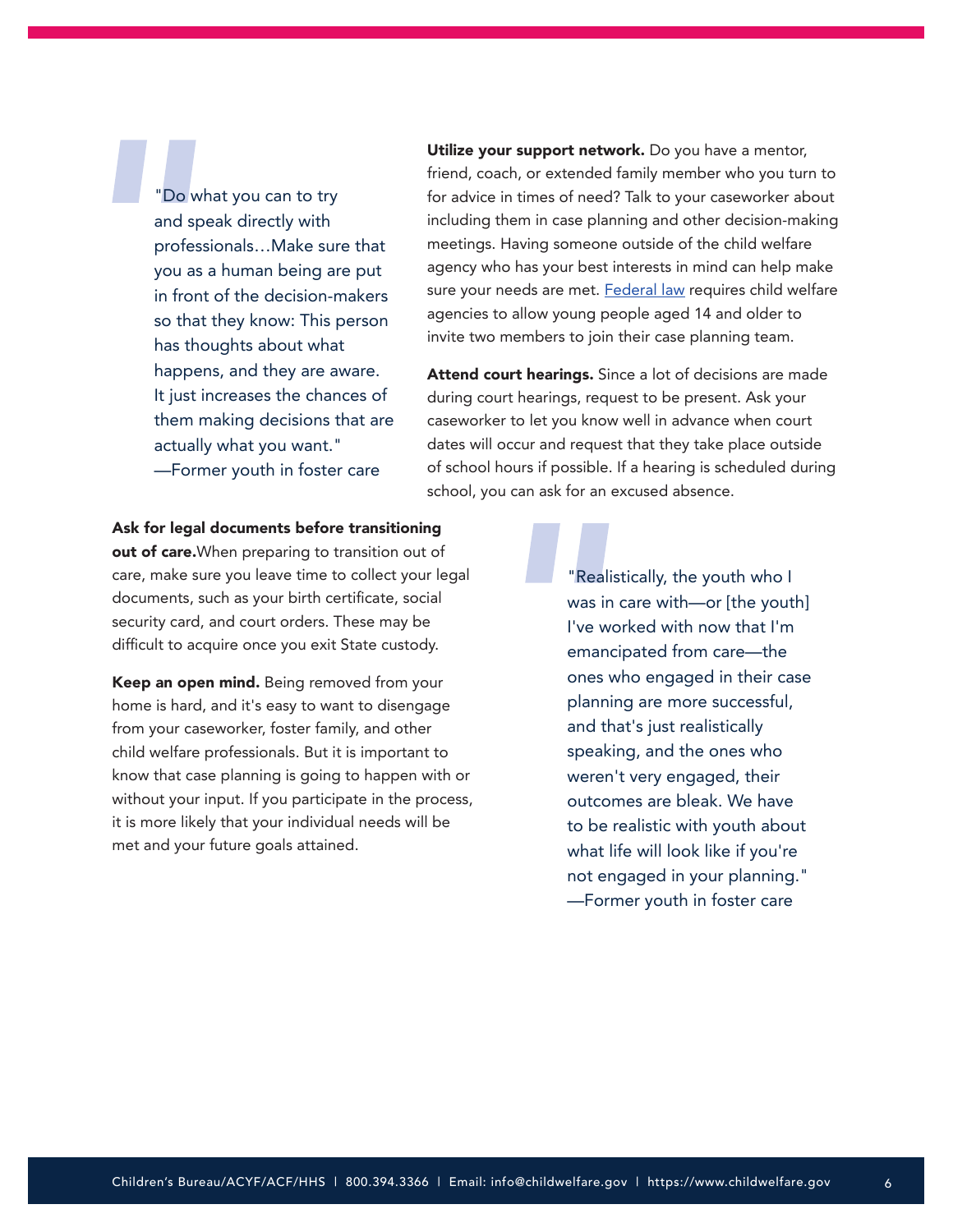> "Do what you can to try and speak directly with professionals…Make sure that you as a human being are put in front of the decision-makers so that they know: This person has thoughts about what happens, and they are aware. It just increases the chances of them making decisions that are actually what you want."
> —Former youth in foster care

**Ask for legal documents before transitioning out of care.** When preparing to transition out of care, make sure you leave time to collect your legal documents, such as your birth certificate, social security card, and court orders. These may be difficult to acquire once you exit State custody.

**Keep an open mind.** Being removed from your home is hard, and it's easy to want to disengage from your caseworker, foster family, and other child welfare professionals. But it is important to know that case planning is going to happen with or without your input. If you participate in the process, it is more likely that your individual needs will be met and your future goals attained.

**Utilize your support network.** Do you have a mentor, friend, coach, or extended family member who you turn to for advice in times of need? Talk to your caseworker about including them in case planning and other decision-making meetings. Having someone outside of the child welfare agency who has your best interests in mind can help make sure your needs are met. [Federal law] requires child welfare agencies to allow young people aged 14 and older to invite two members to join their case planning team.

**Attend court hearings.** Since a lot of decisions are made during court hearings, request to be present. Ask your caseworker to let you know well in advance when court dates will occur and request that they take place outside of school hours if possible. If a hearing is scheduled during school, you can ask for an excused absence.

> "Realistically, the youth who I was in care with—or [the youth] I've worked with now that I'm emancipated from care—the ones who engaged in their case planning are more successful, and that's just realistically speaking, and the ones who weren't very engaged, their outcomes are bleak. We have to be realistic with youth about what life will look like if you're not engaged in your planning."
> —Former youth in foster care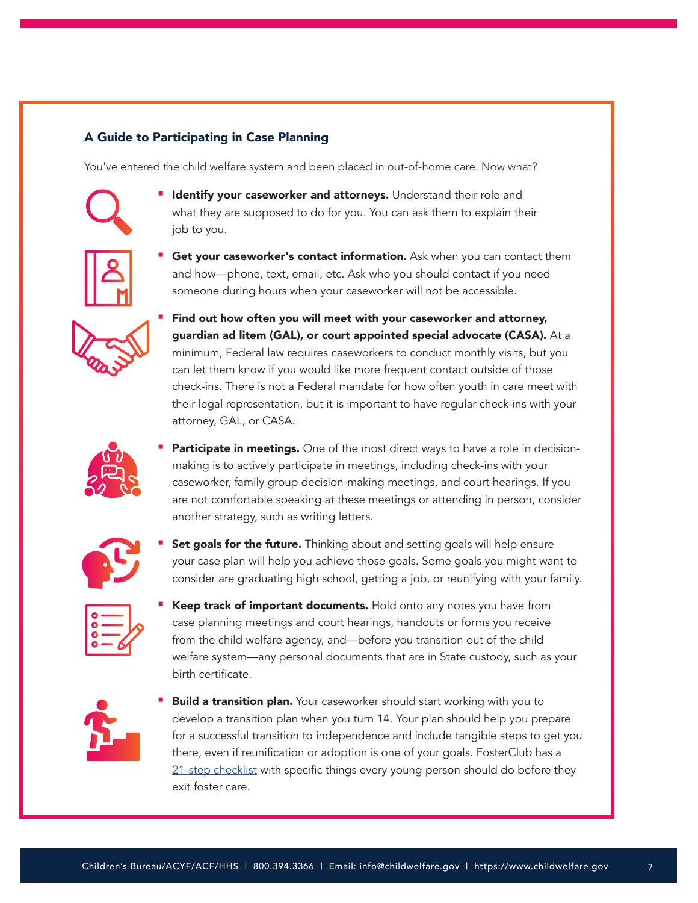### A Guide to Participating in Case Planning

You've entered the child welfare system and been placed in out-of-home care. Now what?

- **Identify your caseworker and attorneys.** Understand their role and what they are supposed to do for you. You can ask them to explain their job to you.
- **Get your caseworker's contact information.** Ask when you can contact them and how—phone, text, email, etc. Ask who you should contact if you need someone during hours when your caseworker will not be accessible.
- **Find out how often you will meet with your caseworker and attorney, guardian ad litem (GAL), or court appointed special advocate (CASA).** At a minimum, Federal law requires caseworkers to conduct monthly visits, but you can let them know if you would like more frequent contact outside of those check-ins. There is not a Federal mandate for how often youth in care meet with their legal representation, but it is important to have regular check-ins with your attorney, GAL, or CASA.
- **Participate in meetings.** One of the most direct ways to have a role in decision-making is to actively participate in meetings, including check-ins with your caseworker, family group decision-making meetings, and court hearings. If you are not comfortable speaking at these meetings or attending in person, consider another strategy, such as writing letters.
- **Set goals for the future.** Thinking about and setting goals will help ensure your case plan will help you achieve those goals. Some goals you might want to consider are graduating high school, getting a job, or reunifying with your family.
- **Keep track of important documents.** Hold onto any notes you have from case planning meetings and court hearings, handouts or forms you receive from the child welfare agency, and—before you transition out of the child welfare system—any personal documents that are in State custody, such as your birth certificate.
- **Build a transition plan.** Your caseworker should start working with you to develop a transition plan when you turn 14. Your plan should help you prepare for a successful transition to independence and include tangible steps to get you there, even if reunification or adoption is one of your goals. FosterClub has a 21-step checklist with specific things every young person should do before they exit foster care.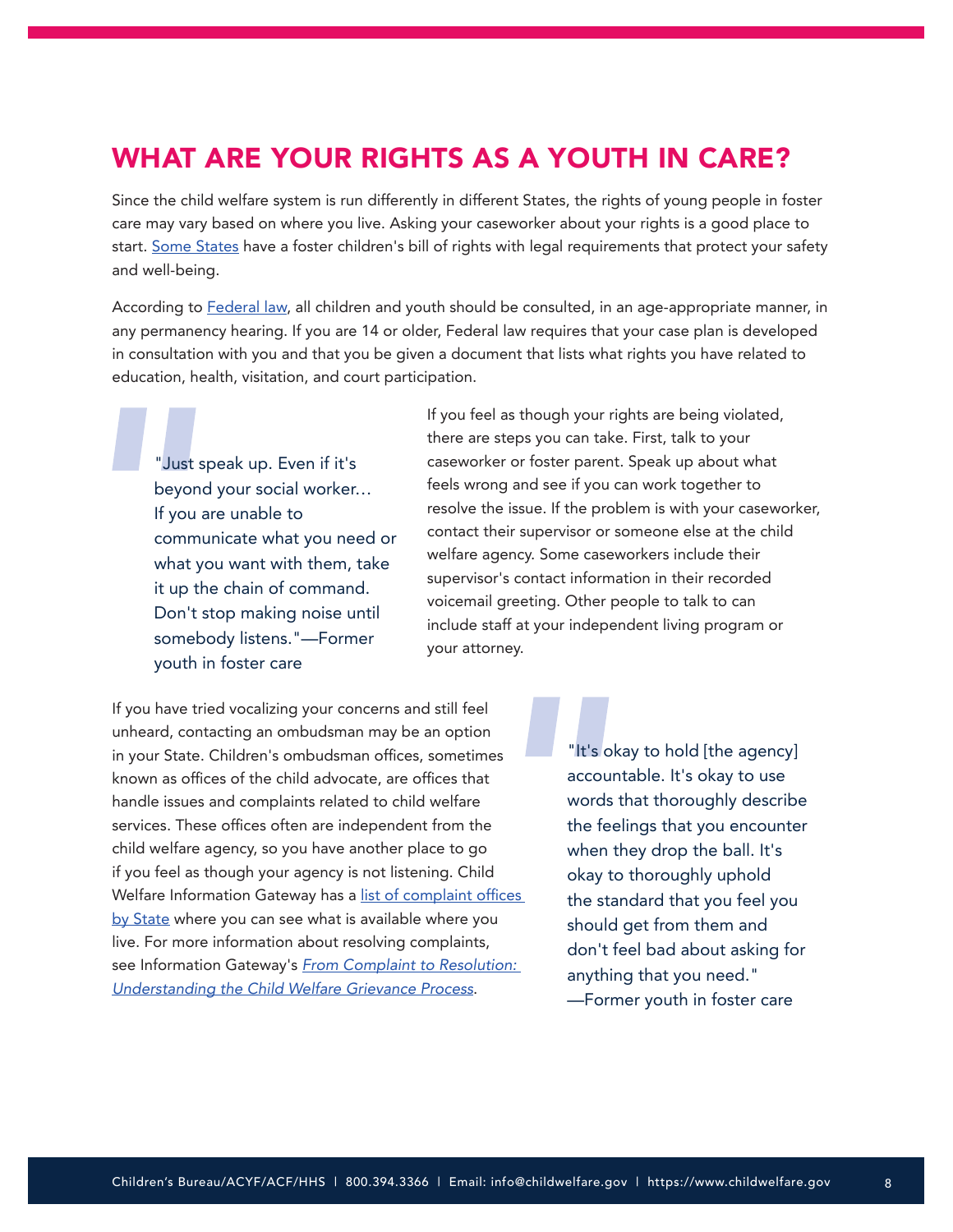## WHAT ARE YOUR RIGHTS AS A YOUTH IN CARE?

Since the child welfare system is run differently in different States, the rights of young people in foster care may vary based on where you live. Asking your caseworker about your rights is a good place to start. [Some States](#) have a foster children's bill of rights with legal requirements that protect your safety and well-being.

According to [Federal law](#), all children and youth should be consulted, in an age-appropriate manner, in any permanency hearing. If you are 14 or older, Federal law requires that your case plan is developed in consultation with you and that you be given a document that lists what rights you have related to education, health, visitation, and court participation.

> "Just speak up. Even if it's beyond your social worker… If you are unable to communicate what you need or what you want with them, take it up the chain of command. Don't stop making noise until somebody listens."—Former youth in foster care

If you feel as though your rights are being violated, there are steps you can take. First, talk to your caseworker or foster parent. Speak up about what feels wrong and see if you can work together to resolve the issue. If the problem is with your caseworker, contact their supervisor or someone else at the child welfare agency. Some caseworkers include their supervisor's contact information in their recorded voicemail greeting. Other people to talk to can include staff at your independent living program or your attorney.

If you have tried vocalizing your concerns and still feel unheard, contacting an ombudsman may be an option in your State. Children's ombudsman offices, sometimes known as offices of the child advocate, are offices that handle issues and complaints related to child welfare services. These offices often are independent from the child welfare agency, so you have another place to go if you feel as though your agency is not listening. Child Welfare Information Gateway has a [list of complaint offices by State](#) where you can see what is available where you live. For more information about resolving complaints, see Information Gateway's [*From Complaint to Resolution: Understanding the Child Welfare Grievance Process*](#).

> "It's okay to hold [the agency] accountable. It's okay to use words that thoroughly describe the feelings that you encounter when they drop the ball. It's okay to thoroughly uphold the standard that you feel you should get from them and don't feel bad about asking for anything that you need." —Former youth in foster care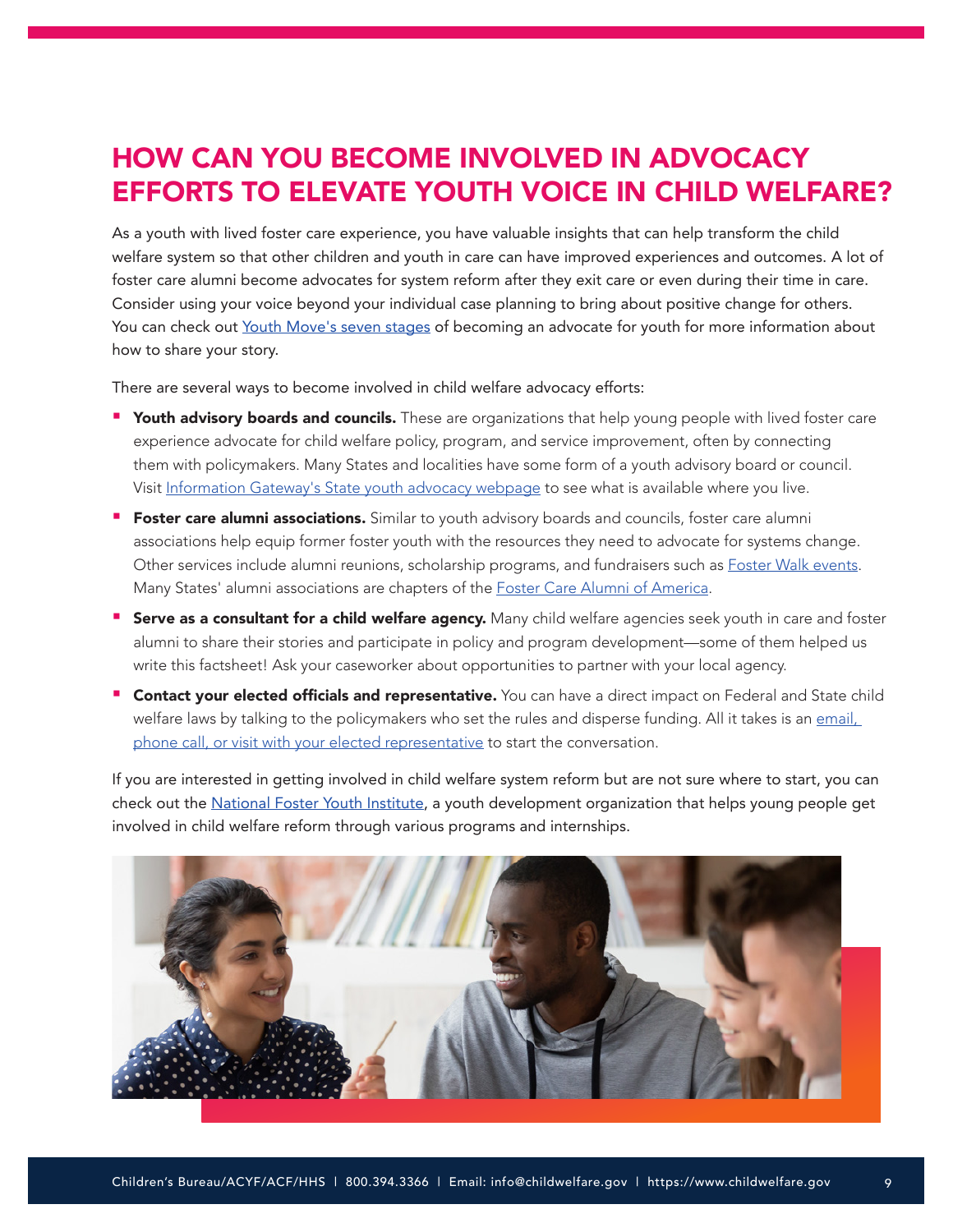# HOW CAN YOU BECOME INVOLVED IN ADVOCACY EFFORTS TO ELEVATE YOUTH VOICE IN CHILD WELFARE?

As a youth with lived foster care experience, you have valuable insights that can help transform the child welfare system so that other children and youth in care can have improved experiences and outcomes. A lot of foster care alumni become advocates for system reform after they exit care or even during their time in care. Consider using your voice beyond your individual case planning to bring about positive change for others. You can check out Youth Move's seven stages of becoming an advocate for youth for more information about how to share your story.

There are several ways to become involved in child welfare advocacy efforts:

- **Youth advisory boards and councils.** These are organizations that help young people with lived foster care experience advocate for child welfare policy, program, and service improvement, often by connecting them with policymakers. Many States and localities have some form of a youth advisory board or council. Visit Information Gateway's State youth advocacy webpage to see what is available where you live.
- **Foster care alumni associations.** Similar to youth advisory boards and councils, foster care alumni associations help equip former foster youth with the resources they need to advocate for systems change. Other services include alumni reunions, scholarship programs, and fundraisers such as Foster Walk events. Many States' alumni associations are chapters of the Foster Care Alumni of America.
- **Serve as a consultant for a child welfare agency.** Many child welfare agencies seek youth in care and foster alumni to share their stories and participate in policy and program development—some of them helped us write this factsheet! Ask your caseworker about opportunities to partner with your local agency.
- **Contact your elected officials and representative.** You can have a direct impact on Federal and State child welfare laws by talking to the policymakers who set the rules and disperse funding. All it takes is an email, phone call, or visit with your elected representative to start the conversation.

If you are interested in getting involved in child welfare system reform but are not sure where to start, you can check out the National Foster Youth Institute, a youth development organization that helps young people get involved in child welfare reform through various programs and internships.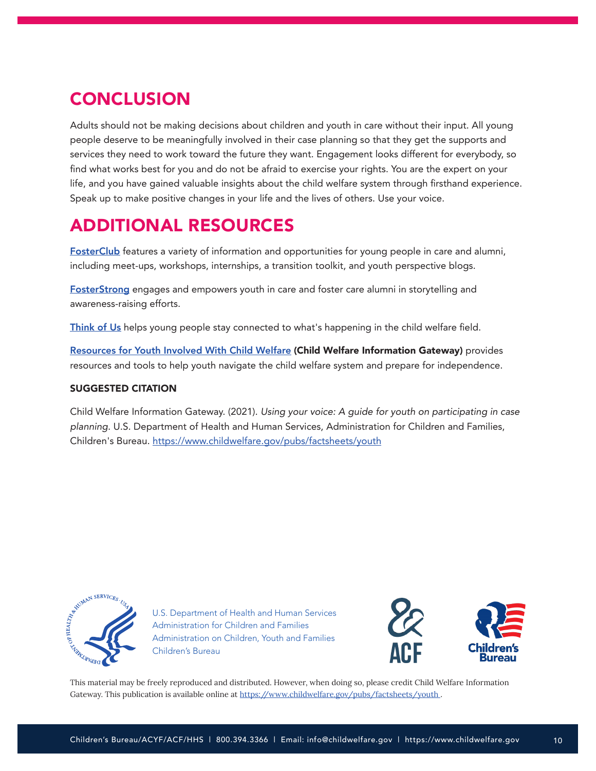## CONCLUSION

Adults should not be making decisions about children and youth in care without their input. All young people deserve to be meaningfully involved in their case planning so that they get the supports and services they need to work toward the future they want. Engagement looks different for everybody, so find what works best for you and do not be afraid to exercise your rights. You are the expert on your life, and you have gained valuable insights about the child welfare system through firsthand experience. Speak up to make positive changes in your life and the lives of others. Use your voice.

## ADDITIONAL RESOURCES

**FosterClub** features a variety of information and opportunities for young people in care and alumni, including meet-ups, workshops, internships, a transition toolkit, and youth perspective blogs.

**FosterStrong** engages and empowers youth in care and foster care alumni in storytelling and awareness-raising efforts.

**Think of Us** helps young people stay connected to what's happening in the child welfare field.

Resources for Youth Involved With Child Welfare **(Child Welfare Information Gateway)** provides resources and tools to help youth navigate the child welfare system and prepare for independence.

### SUGGESTED CITATION

Child Welfare Information Gateway. (2021). *Using your voice: A guide for youth on participating in case planning*. U.S. Department of Health and Human Services, Administration for Children and Families, Children's Bureau. https://www.childwelfare.gov/pubs/factsheets/youth

U.S. Department of Health and Human Services
Administration for Children and Families
Administration on Children, Youth and Families
Children's Bureau

This material may be freely reproduced and distributed. However, when doing so, please credit Child Welfare Information Gateway. This publication is available online at https://www.childwelfare.gov/pubs/factsheets/youth.

Children's Bureau/ACYF/ACF/HHS | 800.394.3366 | Email: info@childwelfare.gov | https://www.childwelfare.gov